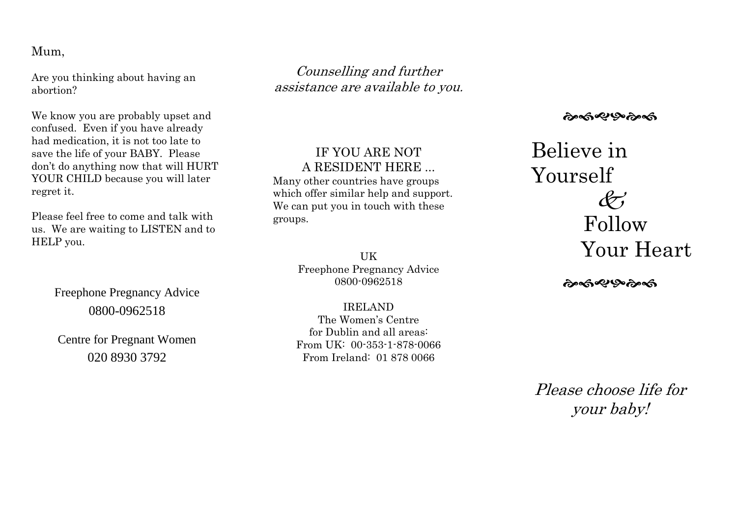Mum,

Are you thinking about having an abortion?

We know you are probably upset and confused. Even if you have already had medication, it is not too late to save the life of your BABY. Please don't do anything now that will HURT YOUR CHILD because you will later regret it.

Please feel free to come and talk with us. We are waiting to LISTEN and to HELP you.

Freephone Pregnancy Advice
0800-0962518

Centre for Pregnant Women
020 8930 3792

*Counselling and further assistance are available to you.*

IF YOU ARE NOT
A RESIDENT HERE ...

Many other countries have groups which offer similar help and support. We can put you in touch with these groups.

UK
Freephone Pregnancy Advice
0800-0962518

IRELAND
The Women's Centre
for Dublin and all areas:
From UK: 00-353-1-878-0066
From Ireland: 01 878 0066

# Believe in Yourself & Follow Your Heart

*Please choose life for your baby!*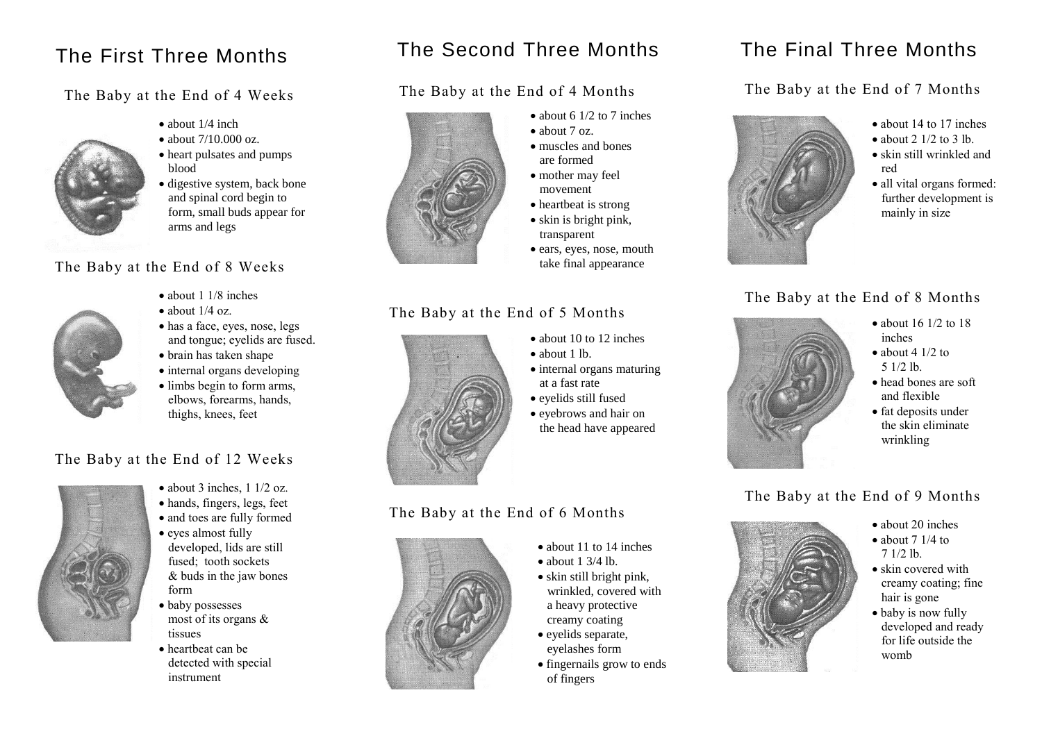## The First Three Months

### The Baby at the End of 4 Weeks

- about 1/4 inch
- about 7/10.000 oz.
- heart pulsates and pumps blood
- digestive system, back bone and spinal cord begin to form, small buds appear for arms and legs

### The Baby at the End of 8 Weeks

- about 1 1/8 inches
- about 1/4 oz.
- has a face, eyes, nose, legs and tongue; eyelids are fused.
- brain has taken shape
- internal organs developing
- limbs begin to form arms, elbows, forearms, hands, thighs, knees, feet

### The Baby at the End of 12 Weeks

- about 3 inches, 1 1/2 oz.
- hands, fingers, legs, feet
- and toes are fully formed
- eyes almost fully developed, lids are still fused; tooth sockets & buds in the jaw bones form
- baby possesses most of its organs & tissues
- heartbeat can be detected with special instrument

## The Second Three Months

### The Baby at the End of 4 Months

- about 6 1/2 to 7 inches
- about 7 oz.
- muscles and bones are formed
- mother may feel movement
- heartbeat is strong
- skin is bright pink, transparent
- ears, eyes, nose, mouth take final appearance

### The Baby at the End of 5 Months

- about 10 to 12 inches
- about 1 lb.
- internal organs maturing at a fast rate
- eyelids still fused
- eyebrows and hair on the head have appeared

### The Baby at the End of 6 Months

- about 11 to 14 inches
- about 1 3/4 lb.
- skin still bright pink, wrinkled, covered with a heavy protective creamy coating
- eyelids separate, eyelashes form
- fingernails grow to ends of fingers

## The Final Three Months

### The Baby at the End of 7 Months

- about 14 to 17 inches
- about 2 1/2 to 3 lb.
- skin still wrinkled and red
- all vital organs formed: further development is mainly in size

### The Baby at the End of 8 Months

- about 16 1/2 to 18 inches
- about 4 1/2 to 5 1/2 lb.
- head bones are soft and flexible
- fat deposits under the skin eliminate wrinkling

### The Baby at the End of 9 Months

- about 20 inches
- about 7 1/4 to 7 1/2 lb.
- skin covered with creamy coating; fine hair is gone
- baby is now fully developed and ready for life outside the womb